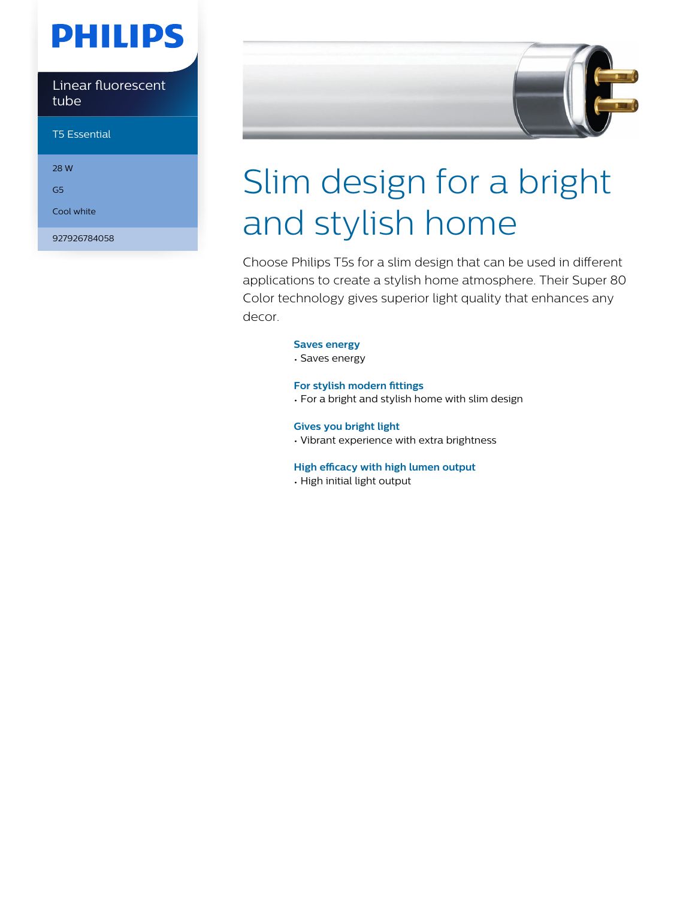PHILIPS

Linear fluorescent tube

T5 Essential

28 W

G5

Cool white

927926784058

# Slim design for a bright and stylish home

Choose Philips T5s for a slim design that can be used in different applications to create a stylish home atmosphere. Their Super 80 Color technology gives superior light quality that enhances any decor.

### Saves energy

- Saves energy

### For stylish modern fittings

- For a bright and stylish home with slim design

### Gives you bright light

- Vibrant experience with extra brightness

### High efficacy with high lumen output

- High initial light output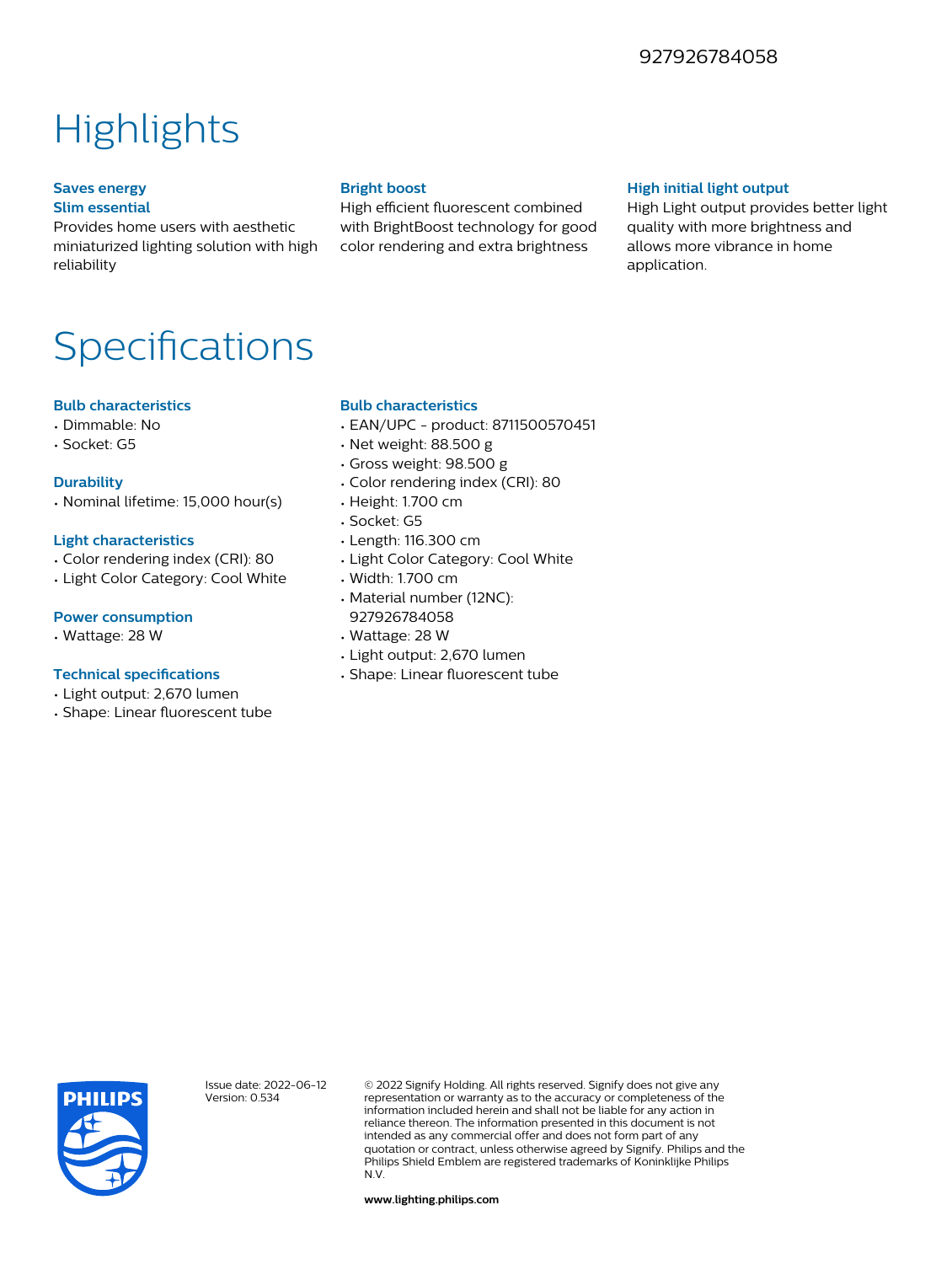927926784058

# Highlights

### Saves energy

### Slim essential

Provides home users with aesthetic miniaturized lighting solution with high reliability

### Bright boost

High efficient fluorescent combined with BrightBoost technology for good color rendering and extra brightness

### High initial light output

High Light output provides better light quality with more brightness and allows more vibrance in home application.

# Specifications

### Bulb characteristics

- Dimmable: No
- Socket: G5

### Durability

- Nominal lifetime: 15,000 hour(s)

### Light characteristics

- Color rendering index (CRI): 80
- Light Color Category: Cool White

### Power consumption

- Wattage: 28 W

### Technical specifications

- Light output: 2,670 lumen
- Shape: Linear fluorescent tube

### Bulb characteristics

- EAN/UPC - product: 8711500570451
- Net weight: 88.500 g
- Gross weight: 98.500 g
- Color rendering index (CRI): 80
- Height: 1.700 cm
- Socket: G5
- Length: 116.300 cm
- Light Color Category: Cool White
- Width: 1.700 cm
- Material number (12NC): 927926784058
- Wattage: 28 W
- Light output: 2,670 lumen
- Shape: Linear fluorescent tube

Issue date: 2022-06-12
Version: 0.534

© 2022 Signify Holding. All rights reserved. Signify does not give any representation or warranty as to the accuracy or completeness of the information included herein and shall not be liable for any action in reliance thereon. The information presented in this document is not intended as any commercial offer and does not form part of any quotation or contract, unless otherwise agreed by Signify. Philips and the Philips Shield Emblem are registered trademarks of Koninklijke Philips N.V.

**www.lighting.philips.com**